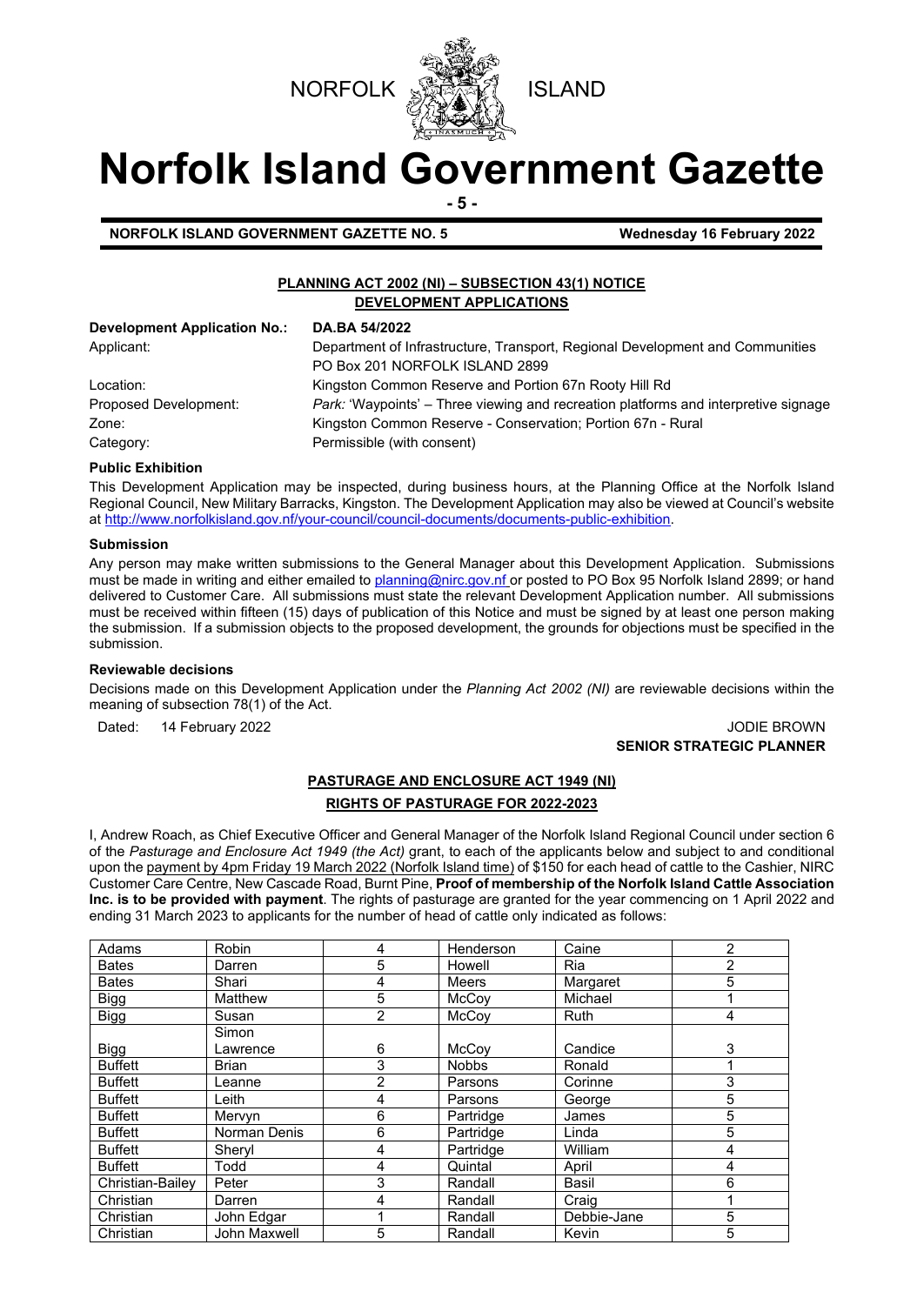NORFOLK ISLAND

# Norfolk Island Government Gazette

- 5 -

**NORFOLK ISLAND GOVERNMENT GAZETTE NO. 5** **Wednesday 16 February 2022**

## PLANNING ACT 2002 (NI) – SUBSECTION 43(1) NOTICE
## DEVELOPMENT APPLICATIONS

| **Development Application No.:** | **DA.BA 54/2022** |
|---|---|
| Applicant: | Department of Infrastructure, Transport, Regional Development and Communities<br>PO Box 201 NORFOLK ISLAND 2899 |
| Location: | Kingston Common Reserve and Portion 67n Rooty Hill Rd |
| Proposed Development: | *Park:* 'Waypoints' – Three viewing and recreation platforms and interpretive signage |
| Zone: | Kingston Common Reserve - Conservation; Portion 67n - Rural |
| Category: | Permissible (with consent) |

### Public Exhibition

This Development Application may be inspected, during business hours, at the Planning Office at the Norfolk Island Regional Council, New Military Barracks, Kingston. The Development Application may also be viewed at Council's website at http://www.norfolkisland.gov.nf/your-council/council-documents/documents-public-exhibition.

### Submission

Any person may make written submissions to the General Manager about this Development Application. Submissions must be made in writing and either emailed to planning@nirc.gov.nf or posted to PO Box 95 Norfolk Island 2899; or hand delivered to Customer Care. All submissions must state the relevant Development Application number. All submissions must be received within fifteen (15) days of publication of this Notice and must be signed by at least one person making the submission. If a submission objects to the proposed development, the grounds for objections must be specified in the submission.

### Reviewable decisions

Decisions made on this Development Application under the *Planning Act 2002 (NI)* are reviewable decisions within the meaning of subsection 78(1) of the Act.

Dated: 14 February 2022

JODIE BROWN
**SENIOR STRATEGIC PLANNER**

## PASTURAGE AND ENCLOSURE ACT 1949 (NI)
## RIGHTS OF PASTURAGE FOR 2022-2023

I, Andrew Roach, as Chief Executive Officer and General Manager of the Norfolk Island Regional Council under section 6 of the *Pasturage and Enclosure Act 1949 (the Act)* grant, to each of the applicants below and subject to and conditional upon the payment by 4pm Friday 19 March 2022 (Norfolk Island time) of $150 for each head of cattle to the Cashier, NIRC Customer Care Centre, New Cascade Road, Burnt Pine, **Proof of membership of the Norfolk Island Cattle Association Inc. is to be provided with payment**. The rights of pasturage are granted for the year commencing on 1 April 2022 and ending 31 March 2023 to applicants for the number of head of cattle only indicated as follows:

| | | | | | |
|---|---|---|---|---|---|
| Adams | Robin | 4 | Henderson | Caine | 2 |
| Bates | Darren | 5 | Howell | Ria | 2 |
| Bates | Shari | 4 | Meers | Margaret | 5 |
| Bigg | Matthew | 5 | McCoy | Michael | 1 |
| Bigg | Susan | 2 | McCoy | Ruth | 4 |
| Bigg | Simon Lawrence | 6 | McCoy | Candice | 3 |
| Buffett | Brian | 3 | Nobbs | Ronald | 1 |
| Buffett | Leanne | 2 | Parsons | Corinne | 3 |
| Buffett | Leith | 4 | Parsons | George | 5 |
| Buffett | Mervyn | 6 | Partridge | James | 5 |
| Buffett | Norman Denis | 6 | Partridge | Linda | 5 |
| Buffett | Sheryl | 4 | Partridge | William | 4 |
| Buffett | Todd | 4 | Quintal | April | 4 |
| Christian-Bailey | Peter | 3 | Randall | Basil | 6 |
| Christian | Darren | 4 | Randall | Craig | 1 |
| Christian | John Edgar | 1 | Randall | Debbie-Jane | 5 |
| Christian | John Maxwell | 5 | Randall | Kevin | 5 |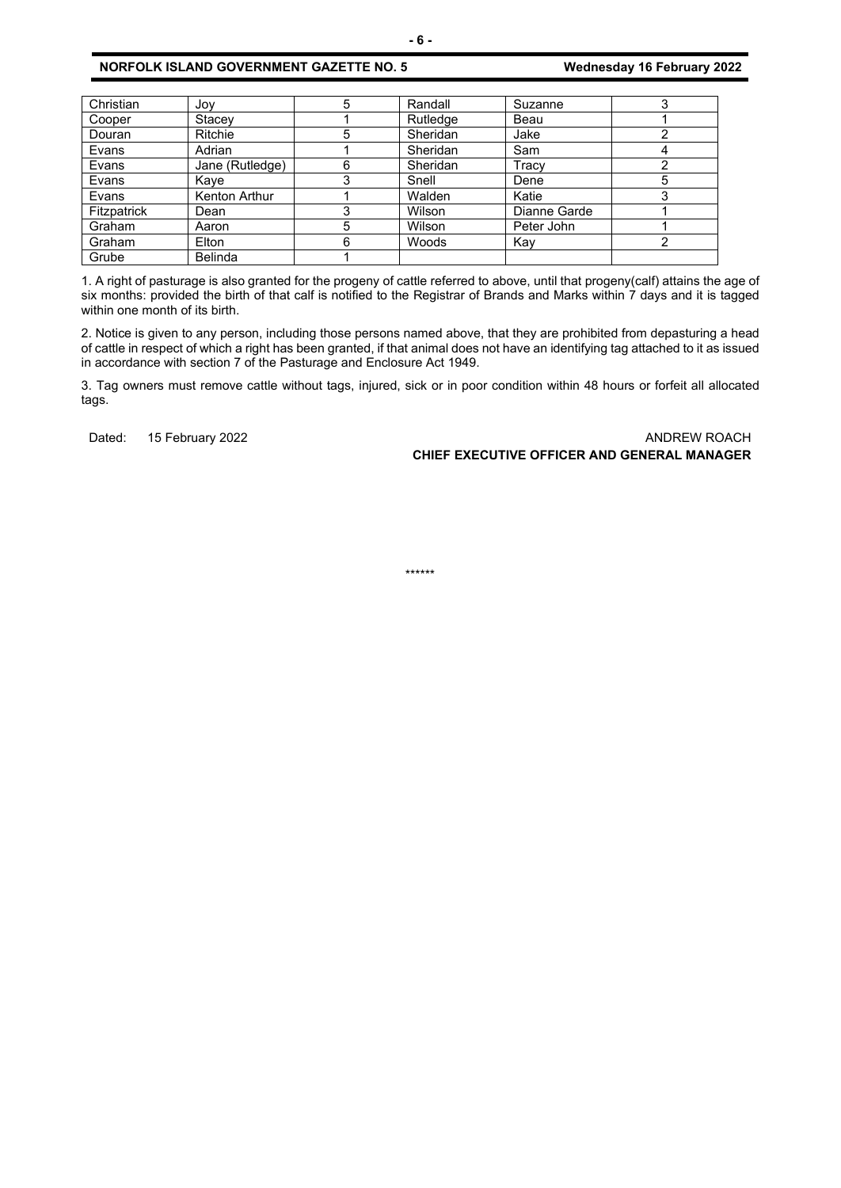| | | | | | |
|---|---|---|---|---|---|
| Christian | Joy | 5 | Randall | Suzanne | 3 |
| Cooper | Stacey | 1 | Rutledge | Beau | 1 |
| Douran | Ritchie | 5 | Sheridan | Jake | 2 |
| Evans | Adrian | 1 | Sheridan | Sam | 4 |
| Evans | Jane (Rutledge) | 6 | Sheridan | Tracy | 2 |
| Evans | Kaye | 3 | Snell | Dene | 5 |
| Evans | Kenton Arthur | 1 | Walden | Katie | 3 |
| Fitzpatrick | Dean | 3 | Wilson | Dianne Garde | 1 |
| Graham | Aaron | 5 | Wilson | Peter John | 1 |
| Graham | Elton | 6 | Woods | Kay | 2 |
| Grube | Belinda | 1 | | | |

1. A right of pasturage is also granted for the progeny of cattle referred to above, until that progeny(calf) attains the age of six months: provided the birth of that calf is notified to the Registrar of Brands and Marks within 7 days and it is tagged within one month of its birth.

2. Notice is given to any person, including those persons named above, that they are prohibited from depasturing a head of cattle in respect of which a right has been granted, if that animal does not have an identifying tag attached to it as issued in accordance with section 7 of the Pasturage and Enclosure Act 1949.

3. Tag owners must remove cattle without tags, injured, sick or in poor condition within 48 hours or forfeit all allocated tags.

Dated: 15 February 2022

ANDREW ROACH
**CHIEF EXECUTIVE OFFICER AND GENERAL MANAGER**

******